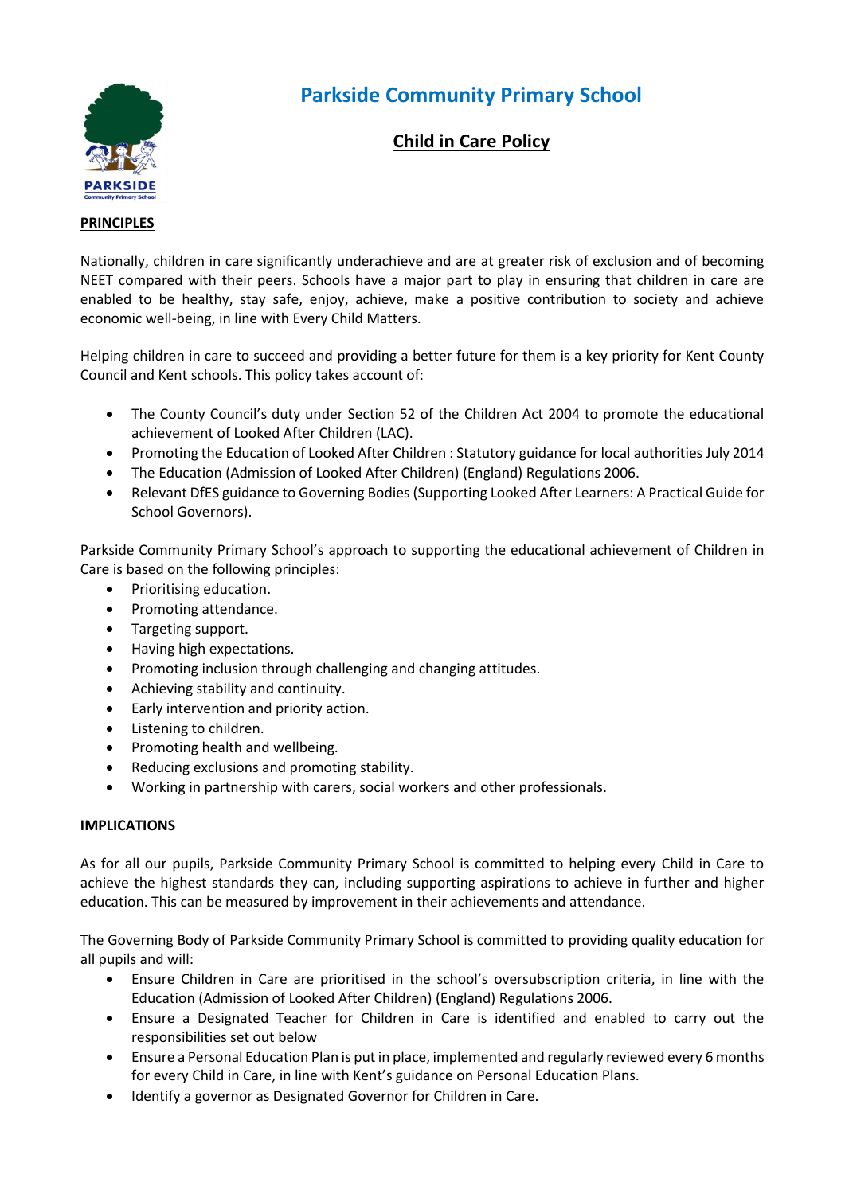# Parkside Community Primary School

## Child in Care Policy

**PRINCIPLES**

Nationally, children in care significantly underachieve and are at greater risk of exclusion and of becoming NEET compared with their peers. Schools have a major part to play in ensuring that children in care are enabled to be healthy, stay safe, enjoy, achieve, make a positive contribution to society and achieve economic well-being, in line with Every Child Matters.

Helping children in care to succeed and providing a better future for them is a key priority for Kent County Council and Kent schools. This policy takes account of:

- The County Council's duty under Section 52 of the Children Act 2004 to promote the educational achievement of Looked After Children (LAC).
- Promoting the Education of Looked After Children : Statutory guidance for local authorities July 2014
- The Education (Admission of Looked After Children) (England) Regulations 2006.
- Relevant DfES guidance to Governing Bodies (Supporting Looked After Learners: A Practical Guide for School Governors).

Parkside Community Primary School's approach to supporting the educational achievement of Children in Care is based on the following principles:

- Prioritising education.
- Promoting attendance.
- Targeting support.
- Having high expectations.
- Promoting inclusion through challenging and changing attitudes.
- Achieving stability and continuity.
- Early intervention and priority action.
- Listening to children.
- Promoting health and wellbeing.
- Reducing exclusions and promoting stability.
- Working in partnership with carers, social workers and other professionals.

**IMPLICATIONS**

As for all our pupils, Parkside Community Primary School is committed to helping every Child in Care to achieve the highest standards they can, including supporting aspirations to achieve in further and higher education. This can be measured by improvement in their achievements and attendance.

The Governing Body of Parkside Community Primary School is committed to providing quality education for all pupils and will:

- Ensure Children in Care are prioritised in the school's oversubscription criteria, in line with the Education (Admission of Looked After Children) (England) Regulations 2006.
- Ensure a Designated Teacher for Children in Care is identified and enabled to carry out the responsibilities set out below
- Ensure a Personal Education Plan is put in place, implemented and regularly reviewed every 6 months for every Child in Care, in line with Kent's guidance on Personal Education Plans.
- Identify a governor as Designated Governor for Children in Care.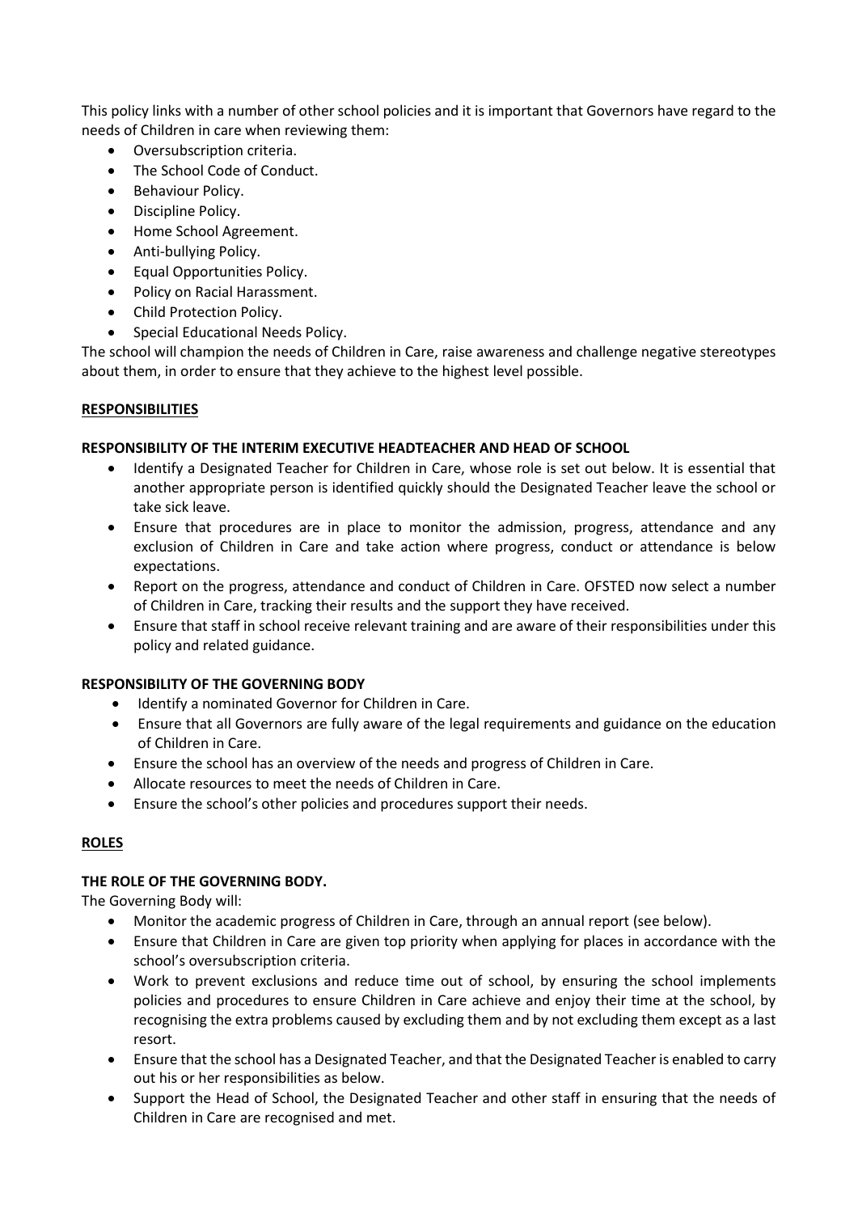This policy links with a number of other school policies and it is important that Governors have regard to the needs of Children in care when reviewing them:

- Oversubscription criteria.
- The School Code of Conduct.
- Behaviour Policy.
- Discipline Policy.
- Home School Agreement.
- Anti-bullying Policy.
- Equal Opportunities Policy.
- Policy on Racial Harassment.
- Child Protection Policy.
- Special Educational Needs Policy.

The school will champion the needs of Children in Care, raise awareness and challenge negative stereotypes about them, in order to ensure that they achieve to the highest level possible.

## RESPONSIBILITIES

### RESPONSIBILITY OF THE INTERIM EXECUTIVE HEADTEACHER AND HEAD OF SCHOOL

- Identify a Designated Teacher for Children in Care, whose role is set out below. It is essential that another appropriate person is identified quickly should the Designated Teacher leave the school or take sick leave.
- Ensure that procedures are in place to monitor the admission, progress, attendance and any exclusion of Children in Care and take action where progress, conduct or attendance is below expectations.
- Report on the progress, attendance and conduct of Children in Care. OFSTED now select a number of Children in Care, tracking their results and the support they have received.
- Ensure that staff in school receive relevant training and are aware of their responsibilities under this policy and related guidance.

### RESPONSIBILITY OF THE GOVERNING BODY

- Identify a nominated Governor for Children in Care.
- Ensure that all Governors are fully aware of the legal requirements and guidance on the education of Children in Care.
- Ensure the school has an overview of the needs and progress of Children in Care.
- Allocate resources to meet the needs of Children in Care.
- Ensure the school's other policies and procedures support their needs.

## ROLES

### THE ROLE OF THE GOVERNING BODY.

The Governing Body will:

- Monitor the academic progress of Children in Care, through an annual report (see below).
- Ensure that Children in Care are given top priority when applying for places in accordance with the school's oversubscription criteria.
- Work to prevent exclusions and reduce time out of school, by ensuring the school implements policies and procedures to ensure Children in Care achieve and enjoy their time at the school, by recognising the extra problems caused by excluding them and by not excluding them except as a last resort.
- Ensure that the school has a Designated Teacher, and that the Designated Teacher is enabled to carry out his or her responsibilities as below.
- Support the Head of School, the Designated Teacher and other staff in ensuring that the needs of Children in Care are recognised and met.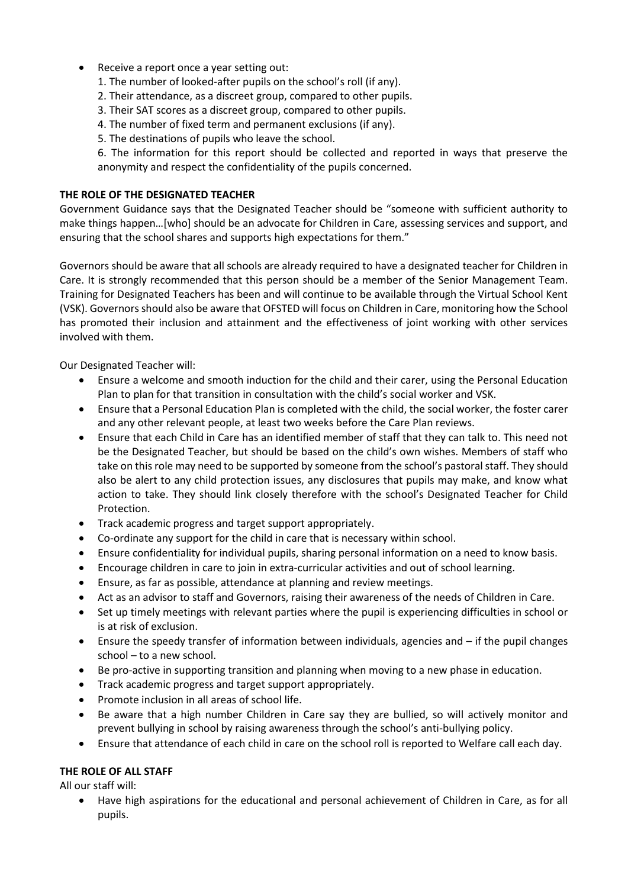- Receive a report once a year setting out:
  1. The number of looked-after pupils on the school's roll (if any).
  2. Their attendance, as a discreet group, compared to other pupils.
  3. Their SAT scores as a discreet group, compared to other pupils.
  4. The number of fixed term and permanent exclusions (if any).
  5. The destinations of pupils who leave the school.
  6. The information for this report should be collected and reported in ways that preserve the anonymity and respect the confidentiality of the pupils concerned.

**THE ROLE OF THE DESIGNATED TEACHER**

Government Guidance says that the Designated Teacher should be "someone with sufficient authority to make things happen…[who] should be an advocate for Children in Care, assessing services and support, and ensuring that the school shares and supports high expectations for them."

Governors should be aware that all schools are already required to have a designated teacher for Children in Care. It is strongly recommended that this person should be a member of the Senior Management Team. Training for Designated Teachers has been and will continue to be available through the Virtual School Kent (VSK). Governors should also be aware that OFSTED will focus on Children in Care, monitoring how the School has promoted their inclusion and attainment and the effectiveness of joint working with other services involved with them.

Our Designated Teacher will:

- Ensure a welcome and smooth induction for the child and their carer, using the Personal Education Plan to plan for that transition in consultation with the child's social worker and VSK.
- Ensure that a Personal Education Plan is completed with the child, the social worker, the foster carer and any other relevant people, at least two weeks before the Care Plan reviews.
- Ensure that each Child in Care has an identified member of staff that they can talk to. This need not be the Designated Teacher, but should be based on the child's own wishes. Members of staff who take on this role may need to be supported by someone from the school's pastoral staff. They should also be alert to any child protection issues, any disclosures that pupils may make, and know what action to take. They should link closely therefore with the school's Designated Teacher for Child Protection.
- Track academic progress and target support appropriately.
- Co-ordinate any support for the child in care that is necessary within school.
- Ensure confidentiality for individual pupils, sharing personal information on a need to know basis.
- Encourage children in care to join in extra-curricular activities and out of school learning.
- Ensure, as far as possible, attendance at planning and review meetings.
- Act as an advisor to staff and Governors, raising their awareness of the needs of Children in Care.
- Set up timely meetings with relevant parties where the pupil is experiencing difficulties in school or is at risk of exclusion.
- Ensure the speedy transfer of information between individuals, agencies and – if the pupil changes school – to a new school.
- Be pro-active in supporting transition and planning when moving to a new phase in education.
- Track academic progress and target support appropriately.
- Promote inclusion in all areas of school life.
- Be aware that a high number Children in Care say they are bullied, so will actively monitor and prevent bullying in school by raising awareness through the school's anti-bullying policy.
- Ensure that attendance of each child in care on the school roll is reported to Welfare call each day.

**THE ROLE OF ALL STAFF**

All our staff will:

- Have high aspirations for the educational and personal achievement of Children in Care, as for all pupils.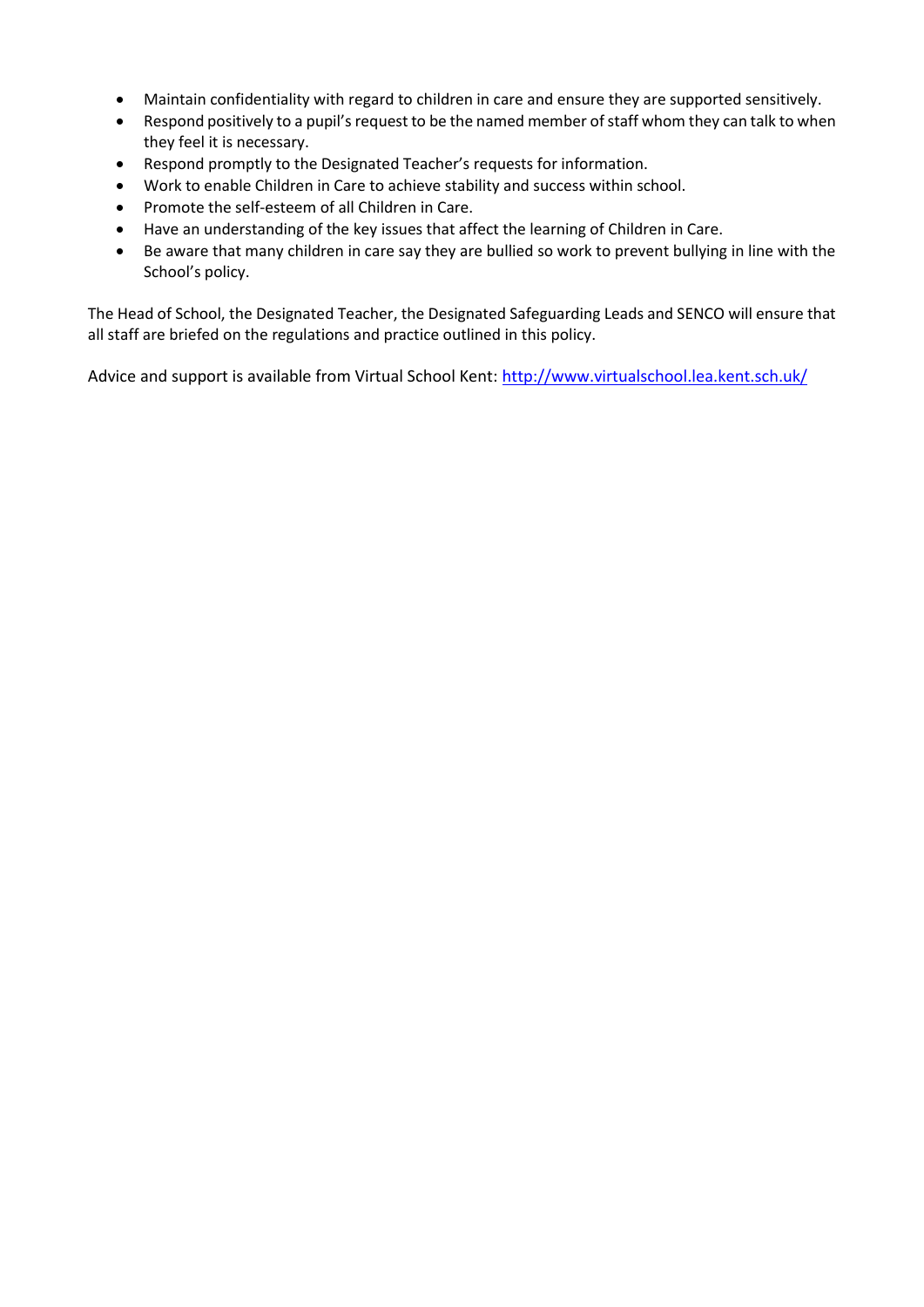- Maintain confidentiality with regard to children in care and ensure they are supported sensitively.
- Respond positively to a pupil's request to be the named member of staff whom they can talk to when they feel it is necessary.
- Respond promptly to the Designated Teacher's requests for information.
- Work to enable Children in Care to achieve stability and success within school.
- Promote the self-esteem of all Children in Care.
- Have an understanding of the key issues that affect the learning of Children in Care.
- Be aware that many children in care say they are bullied so work to prevent bullying in line with the School's policy.

The Head of School, the Designated Teacher, the Designated Safeguarding Leads and SENCO will ensure that all staff are briefed on the regulations and practice outlined in this policy.

Advice and support is available from Virtual School Kent: [http://www.virtualschool.lea.kent.sch.uk/](http://www.virtualschool.lea.kent.sch.uk/)